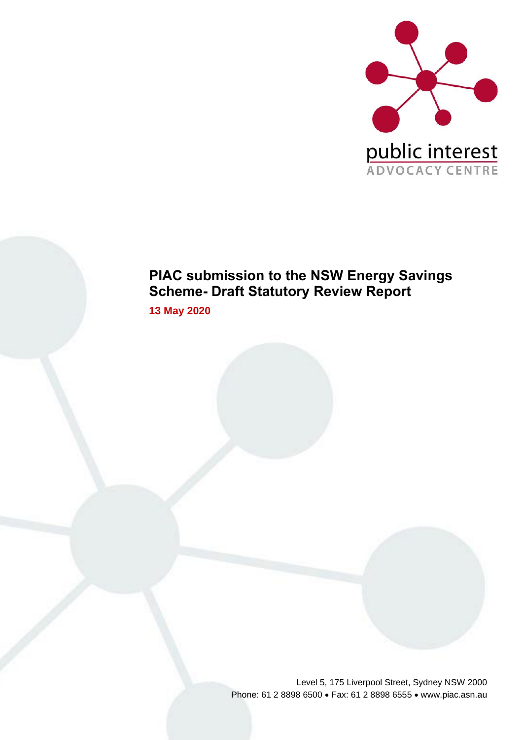public interest
ADVOCACY CENTRE

# PIAC submission to the NSW Energy Savings Scheme- Draft Statutory Review Report

**13 May 2020**

Level 5, 175 Liverpool Street, Sydney NSW 2000
Phone: 61 2 8898 6500 • Fax: 61 2 8898 6555 • www.piac.asn.au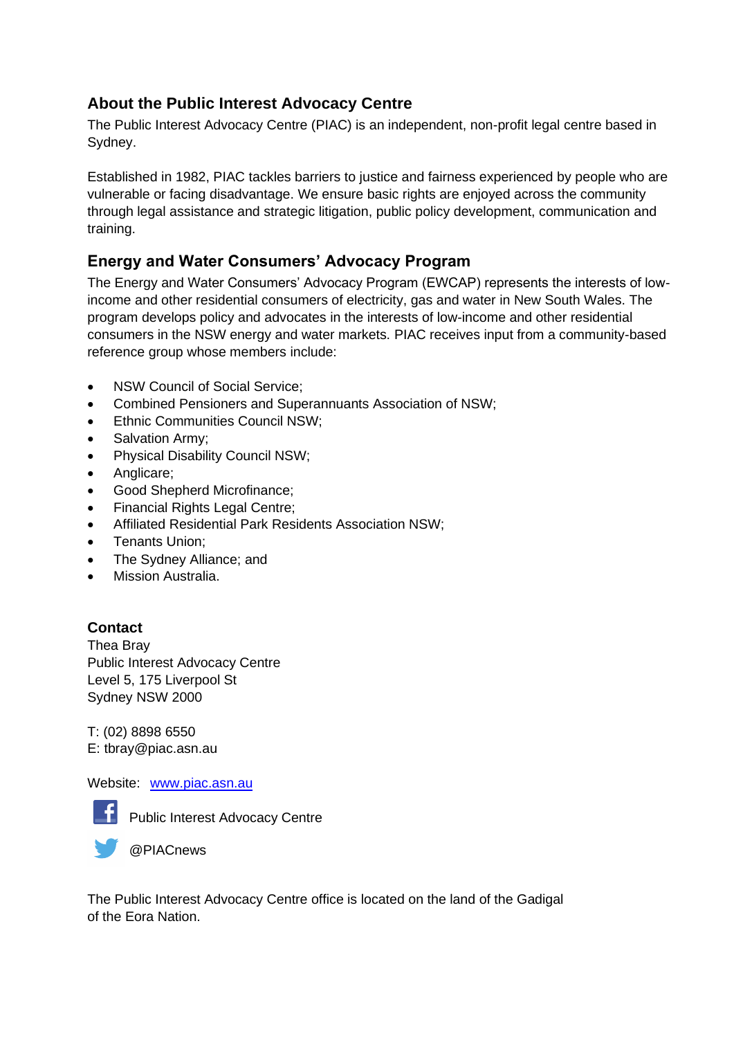## About the Public Interest Advocacy Centre

The Public Interest Advocacy Centre (PIAC) is an independent, non-profit legal centre based in Sydney.

Established in 1982, PIAC tackles barriers to justice and fairness experienced by people who are vulnerable or facing disadvantage. We ensure basic rights are enjoyed across the community through legal assistance and strategic litigation, public policy development, communication and training.

## Energy and Water Consumers' Advocacy Program

The Energy and Water Consumers' Advocacy Program (EWCAP) represents the interests of low-income and other residential consumers of electricity, gas and water in New South Wales. The program develops policy and advocates in the interests of low-income and other residential consumers in the NSW energy and water markets. PIAC receives input from a community-based reference group whose members include:

- NSW Council of Social Service;
- Combined Pensioners and Superannuants Association of NSW;
- Ethnic Communities Council NSW;
- Salvation Army;
- Physical Disability Council NSW;
- Anglicare;
- Good Shepherd Microfinance;
- Financial Rights Legal Centre;
- Affiliated Residential Park Residents Association NSW;
- Tenants Union;
- The Sydney Alliance; and
- Mission Australia.

**Contact**

Thea Bray
Public Interest Advocacy Centre
Level 5, 175 Liverpool St
Sydney NSW 2000

T: (02) 8898 6550
E: tbray@piac.asn.au

Website: [www.piac.asn.au](http://www.piac.asn.au)

Public Interest Advocacy Centre

@PIACnews

The Public Interest Advocacy Centre office is located on the land of the Gadigal of the Eora Nation.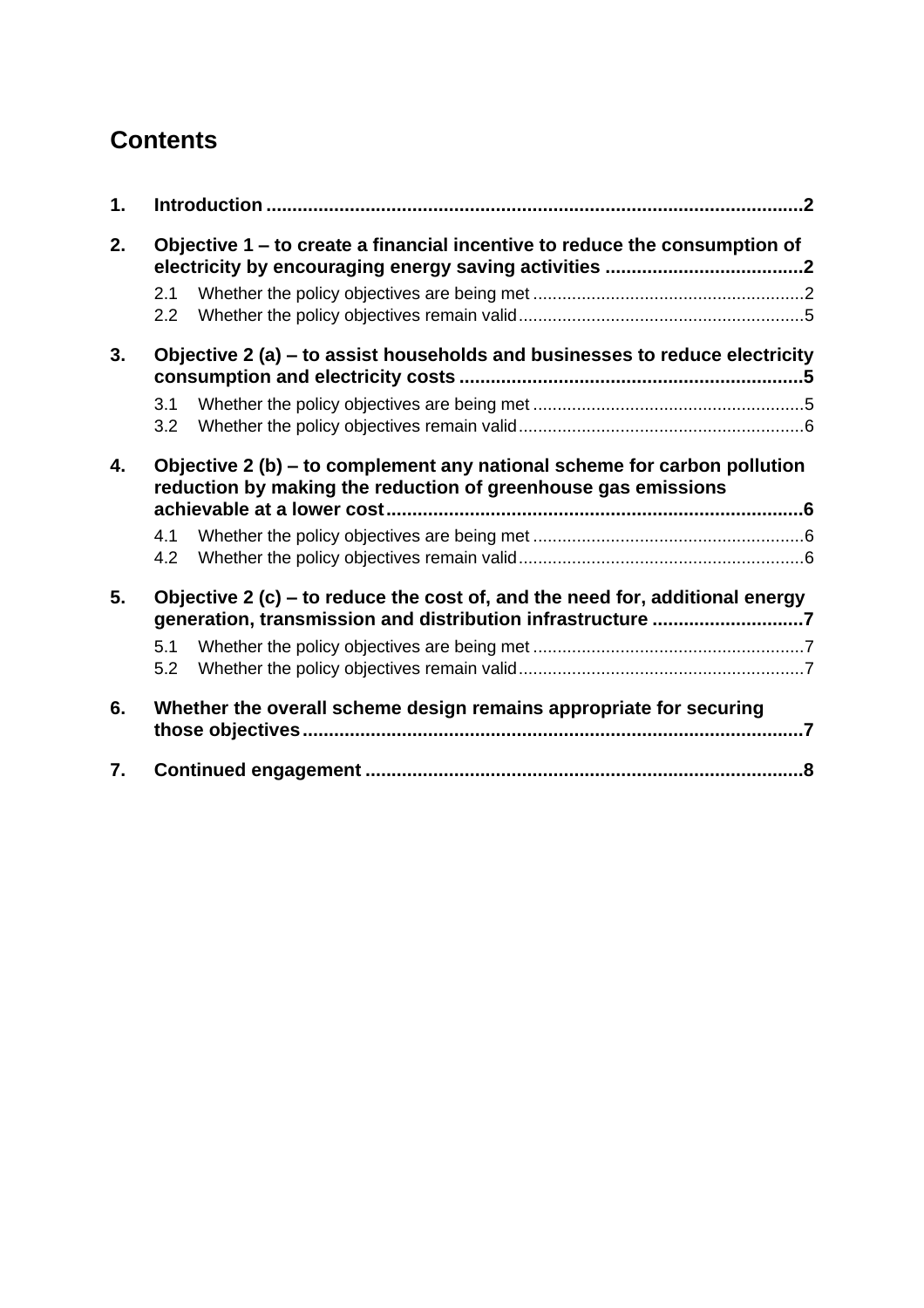# Contents

1. **Introduction** ........................................................................................................2

2. **Objective 1 – to create a financial incentive to reduce the consumption of electricity by encouraging energy saving activities** .....................................2
   - 2.1 Whether the policy objectives are being met .......................................................2
   - 2.2 Whether the policy objectives remain valid..........................................................5

3. **Objective 2 (a) – to assist households and businesses to reduce electricity consumption and electricity costs** ................................................................5
   - 3.1 Whether the policy objectives are being met .......................................................5
   - 3.2 Whether the policy objectives remain valid..........................................................6

4. **Objective 2 (b) – to complement any national scheme for carbon pollution reduction by making the reduction of greenhouse gas emissions achievable at a lower cost**................................................................................6
   - 4.1 Whether the policy objectives are being met .......................................................6
   - 4.2 Whether the policy objectives remain valid..........................................................6

5. **Objective 2 (c) – to reduce the cost of, and the need for, additional energy generation, transmission and distribution infrastructure** ............................7
   - 5.1 Whether the policy objectives are being met .......................................................7
   - 5.2 Whether the policy objectives remain valid..........................................................7

6. **Whether the overall scheme design remains appropriate for securing those objectives**...............................................................................................7

7. **Continued engagement** ...................................................................................8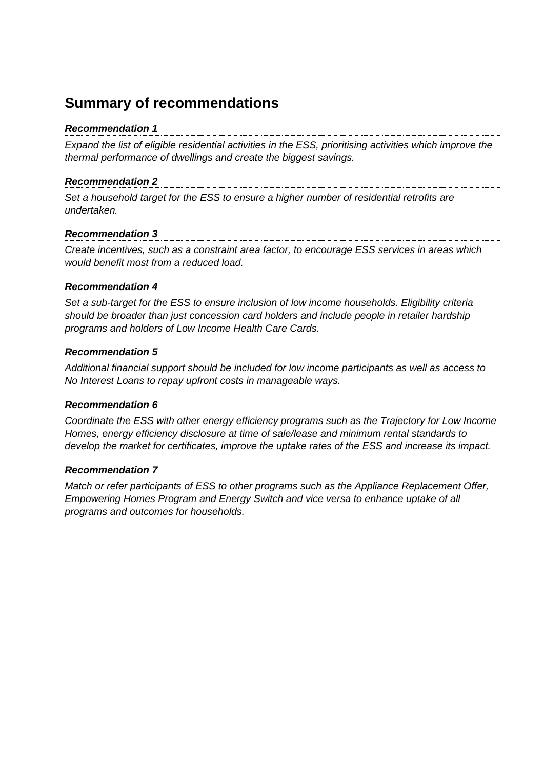## Summary of recommendations

***Recommendation 1***

*Expand the list of eligible residential activities in the ESS, prioritising activities which improve the thermal performance of dwellings and create the biggest savings.*

***Recommendation 2***

*Set a household target for the ESS to ensure a higher number of residential retrofits are undertaken.*

***Recommendation 3***

*Create incentives, such as a constraint area factor, to encourage ESS services in areas which would benefit most from a reduced load.*

***Recommendation 4***

*Set a sub-target for the ESS to ensure inclusion of low income households. Eligibility criteria should be broader than just concession card holders and include people in retailer hardship programs and holders of Low Income Health Care Cards.*

***Recommendation 5***

*Additional financial support should be included for low income participants as well as access to No Interest Loans to repay upfront costs in manageable ways.*

***Recommendation 6***

*Coordinate the ESS with other energy efficiency programs such as the Trajectory for Low Income Homes, energy efficiency disclosure at time of sale/lease and minimum rental standards to develop the market for certificates, improve the uptake rates of the ESS and increase its impact.*

***Recommendation 7***

*Match or refer participants of ESS to other programs such as the Appliance Replacement Offer, Empowering Homes Program and Energy Switch and vice versa to enhance uptake of all programs and outcomes for households.*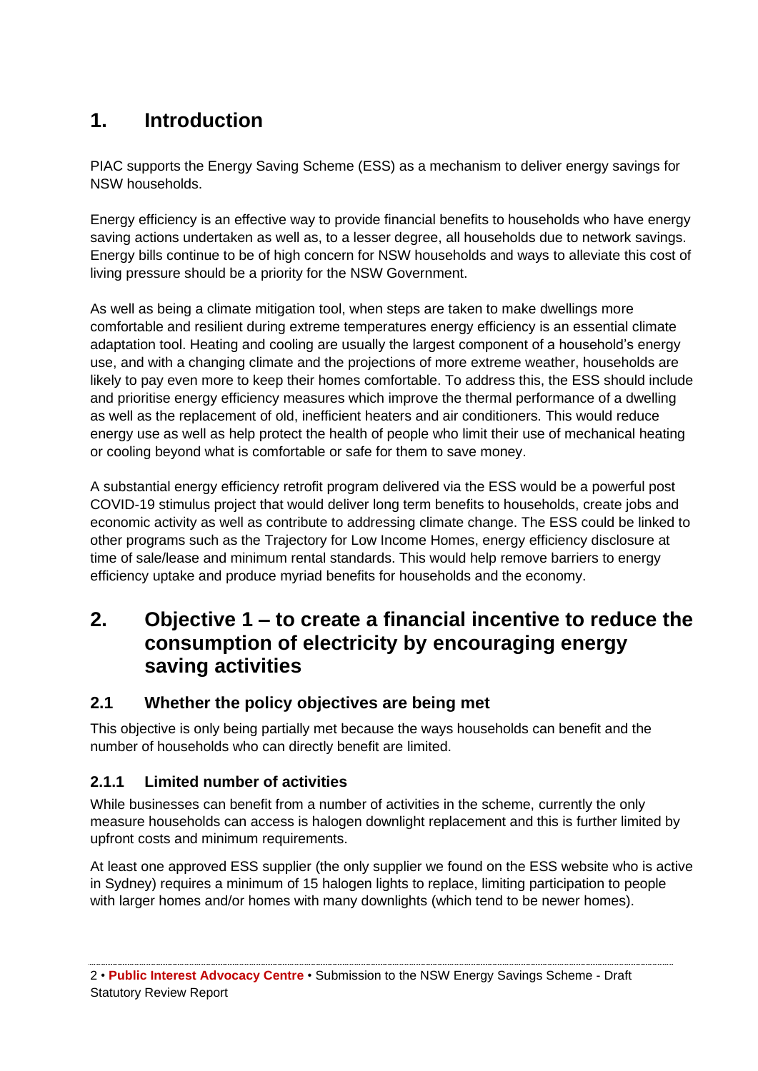# 1. Introduction

PIAC supports the Energy Saving Scheme (ESS) as a mechanism to deliver energy savings for NSW households.

Energy efficiency is an effective way to provide financial benefits to households who have energy saving actions undertaken as well as, to a lesser degree, all households due to network savings. Energy bills continue to be of high concern for NSW households and ways to alleviate this cost of living pressure should be a priority for the NSW Government.

As well as being a climate mitigation tool, when steps are taken to make dwellings more comfortable and resilient during extreme temperatures energy efficiency is an essential climate adaptation tool. Heating and cooling are usually the largest component of a household's energy use, and with a changing climate and the projections of more extreme weather, households are likely to pay even more to keep their homes comfortable. To address this, the ESS should include and prioritise energy efficiency measures which improve the thermal performance of a dwelling as well as the replacement of old, inefficient heaters and air conditioners. This would reduce energy use as well as help protect the health of people who limit their use of mechanical heating or cooling beyond what is comfortable or safe for them to save money.

A substantial energy efficiency retrofit program delivered via the ESS would be a powerful post COVID-19 stimulus project that would deliver long term benefits to households, create jobs and economic activity as well as contribute to addressing climate change. The ESS could be linked to other programs such as the Trajectory for Low Income Homes, energy efficiency disclosure at time of sale/lease and minimum rental standards. This would help remove barriers to energy efficiency uptake and produce myriad benefits for households and the economy.

# 2. Objective 1 – to create a financial incentive to reduce the consumption of electricity by encouraging energy saving activities

## 2.1 Whether the policy objectives are being met

This objective is only being partially met because the ways households can benefit and the number of households who can directly benefit are limited.

### 2.1.1 Limited number of activities

While businesses can benefit from a number of activities in the scheme, currently the only measure households can access is halogen downlight replacement and this is further limited by upfront costs and minimum requirements.

At least one approved ESS supplier (the only supplier we found on the ESS website who is active in Sydney) requires a minimum of 15 halogen lights to replace, limiting participation to people with larger homes and/or homes with many downlights (which tend to be newer homes).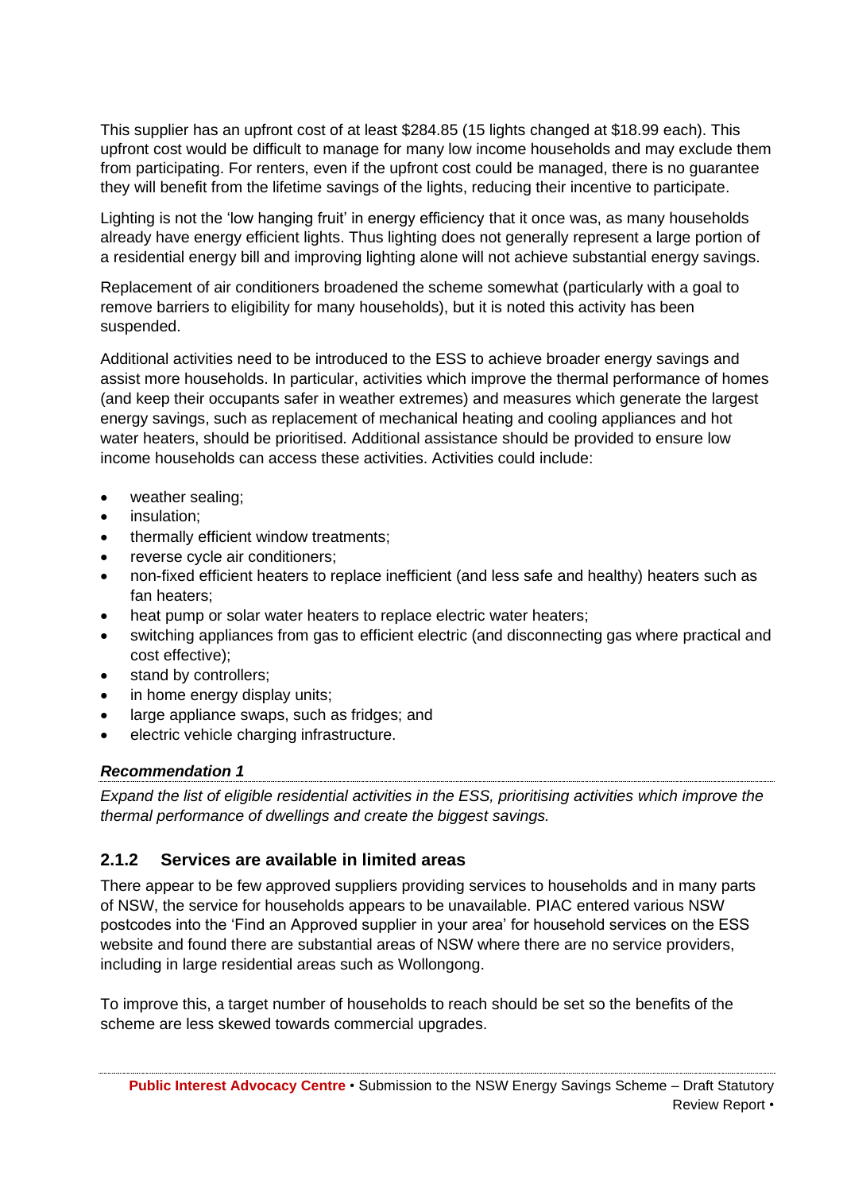This supplier has an upfront cost of at least $284.85 (15 lights changed at $18.99 each). This upfront cost would be difficult to manage for many low income households and may exclude them from participating. For renters, even if the upfront cost could be managed, there is no guarantee they will benefit from the lifetime savings of the lights, reducing their incentive to participate.

Lighting is not the 'low hanging fruit' in energy efficiency that it once was, as many households already have energy efficient lights. Thus lighting does not generally represent a large portion of a residential energy bill and improving lighting alone will not achieve substantial energy savings.

Replacement of air conditioners broadened the scheme somewhat (particularly with a goal to remove barriers to eligibility for many households), but it is noted this activity has been suspended.

Additional activities need to be introduced to the ESS to achieve broader energy savings and assist more households. In particular, activities which improve the thermal performance of homes (and keep their occupants safer in weather extremes) and measures which generate the largest energy savings, such as replacement of mechanical heating and cooling appliances and hot water heaters, should be prioritised. Additional assistance should be provided to ensure low income households can access these activities. Activities could include:

- weather sealing;
- insulation;
- thermally efficient window treatments;
- reverse cycle air conditioners;
- non-fixed efficient heaters to replace inefficient (and less safe and healthy) heaters such as fan heaters;
- heat pump or solar water heaters to replace electric water heaters;
- switching appliances from gas to efficient electric (and disconnecting gas where practical and cost effective);
- stand by controllers;
- in home energy display units;
- large appliance swaps, such as fridges; and
- electric vehicle charging infrastructure.

***Recommendation 1***

*Expand the list of eligible residential activities in the ESS, prioritising activities which improve the thermal performance of dwellings and create the biggest savings.*

### 2.1.2 Services are available in limited areas

There appear to be few approved suppliers providing services to households and in many parts of NSW, the service for households appears to be unavailable. PIAC entered various NSW postcodes into the 'Find an Approved supplier in your area' for household services on the ESS website and found there are substantial areas of NSW where there are no service providers, including in large residential areas such as Wollongong.

To improve this, a target number of households to reach should be set so the benefits of the scheme are less skewed towards commercial upgrades.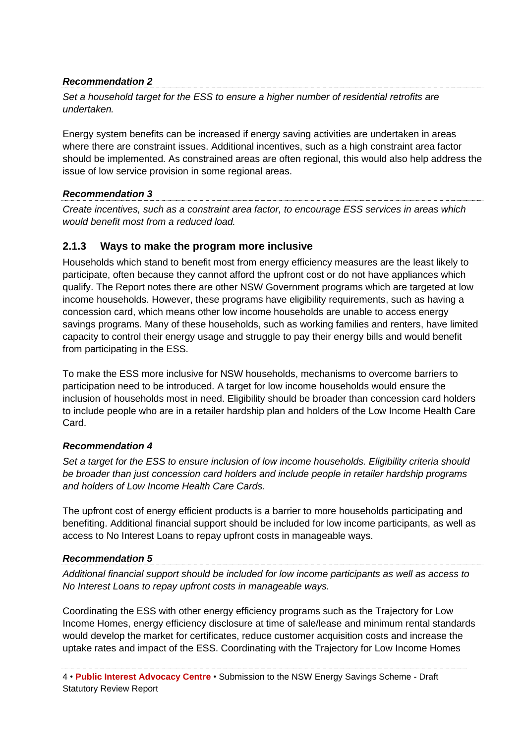***Recommendation 2***

*Set a household target for the ESS to ensure a higher number of residential retrofits are undertaken.*

Energy system benefits can be increased if energy saving activities are undertaken in areas where there are constraint issues. Additional incentives, such as a high constraint area factor should be implemented. As constrained areas are often regional, this would also help address the issue of low service provision in some regional areas.

***Recommendation 3***

*Create incentives, such as a constraint area factor, to encourage ESS services in areas which would benefit most from a reduced load.*

### 2.1.3 Ways to make the program more inclusive

Households which stand to benefit most from energy efficiency measures are the least likely to participate, often because they cannot afford the upfront cost or do not have appliances which qualify. The Report notes there are other NSW Government programs which are targeted at low income households. However, these programs have eligibility requirements, such as having a concession card, which means other low income households are unable to access energy savings programs. Many of these households, such as working families and renters, have limited capacity to control their energy usage and struggle to pay their energy bills and would benefit from participating in the ESS.

To make the ESS more inclusive for NSW households, mechanisms to overcome barriers to participation need to be introduced. A target for low income households would ensure the inclusion of households most in need. Eligibility should be broader than concession card holders to include people who are in a retailer hardship plan and holders of the Low Income Health Care Card.

***Recommendation 4***

*Set a target for the ESS to ensure inclusion of low income households. Eligibility criteria should be broader than just concession card holders and include people in retailer hardship programs and holders of Low Income Health Care Cards.*

The upfront cost of energy efficient products is a barrier to more households participating and benefiting. Additional financial support should be included for low income participants, as well as access to No Interest Loans to repay upfront costs in manageable ways.

***Recommendation 5***

*Additional financial support should be included for low income participants as well as access to No Interest Loans to repay upfront costs in manageable ways.*

Coordinating the ESS with other energy efficiency programs such as the Trajectory for Low Income Homes, energy efficiency disclosure at time of sale/lease and minimum rental standards would develop the market for certificates, reduce customer acquisition costs and increase the uptake rates and impact of the ESS. Coordinating with the Trajectory for Low Income Homes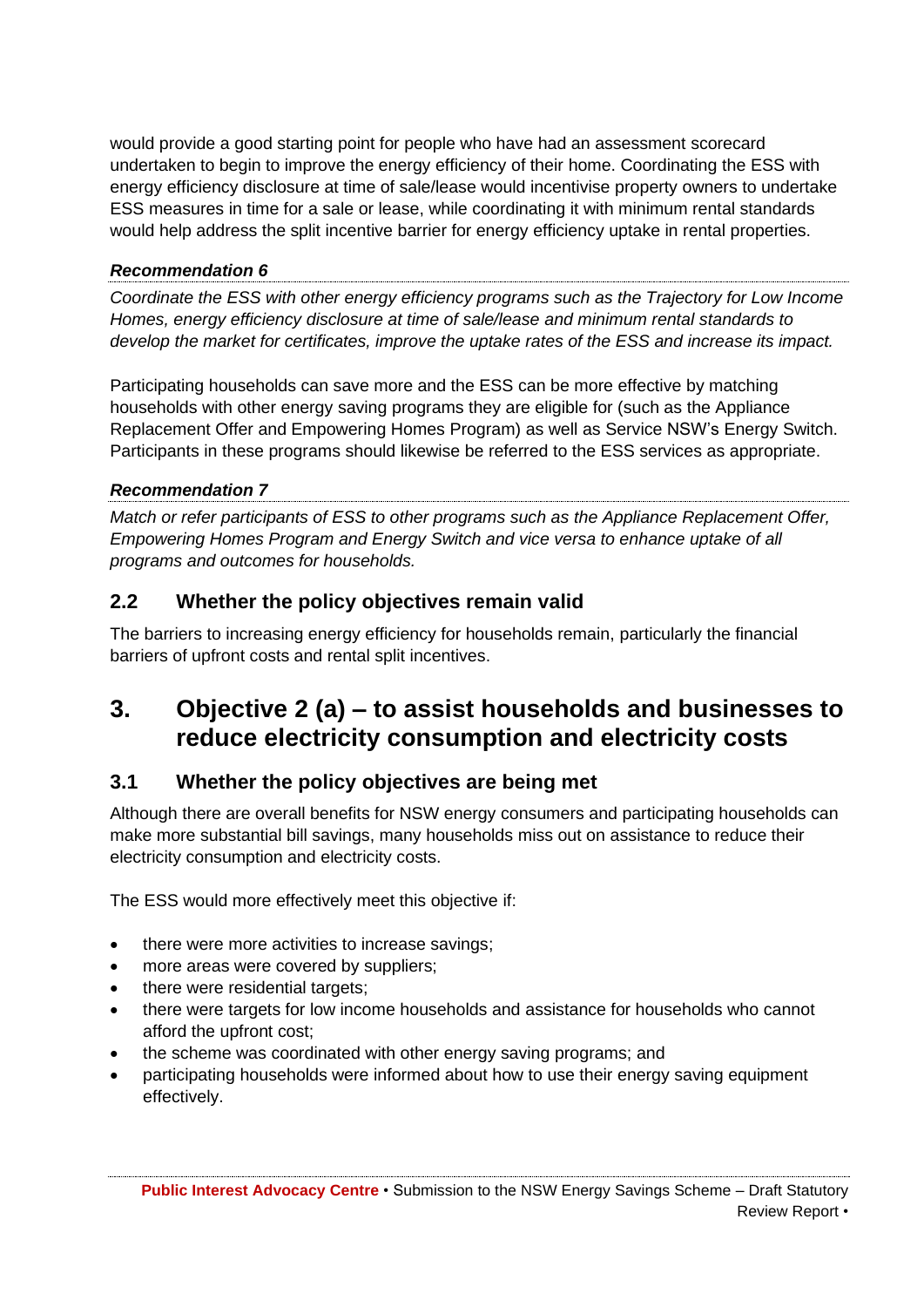would provide a good starting point for people who have had an assessment scorecard undertaken to begin to improve the energy efficiency of their home. Coordinating the ESS with energy efficiency disclosure at time of sale/lease would incentivise property owners to undertake ESS measures in time for a sale or lease, while coordinating it with minimum rental standards would help address the split incentive barrier for energy efficiency uptake in rental properties.

***Recommendation 6***

*Coordinate the ESS with other energy efficiency programs such as the Trajectory for Low Income Homes, energy efficiency disclosure at time of sale/lease and minimum rental standards to develop the market for certificates, improve the uptake rates of the ESS and increase its impact.*

Participating households can save more and the ESS can be more effective by matching households with other energy saving programs they are eligible for (such as the Appliance Replacement Offer and Empowering Homes Program) as well as Service NSW's Energy Switch. Participants in these programs should likewise be referred to the ESS services as appropriate.

***Recommendation 7***

*Match or refer participants of ESS to other programs such as the Appliance Replacement Offer, Empowering Homes Program and Energy Switch and vice versa to enhance uptake of all programs and outcomes for households.*

## 2.2 Whether the policy objectives remain valid

The barriers to increasing energy efficiency for households remain, particularly the financial barriers of upfront costs and rental split incentives.

# 3. Objective 2 (a) – to assist households and businesses to reduce electricity consumption and electricity costs

## 3.1 Whether the policy objectives are being met

Although there are overall benefits for NSW energy consumers and participating households can make more substantial bill savings, many households miss out on assistance to reduce their electricity consumption and electricity costs.

The ESS would more effectively meet this objective if:

- there were more activities to increase savings;
- more areas were covered by suppliers;
- there were residential targets;
- there were targets for low income households and assistance for households who cannot afford the upfront cost;
- the scheme was coordinated with other energy saving programs; and
- participating households were informed about how to use their energy saving equipment effectively.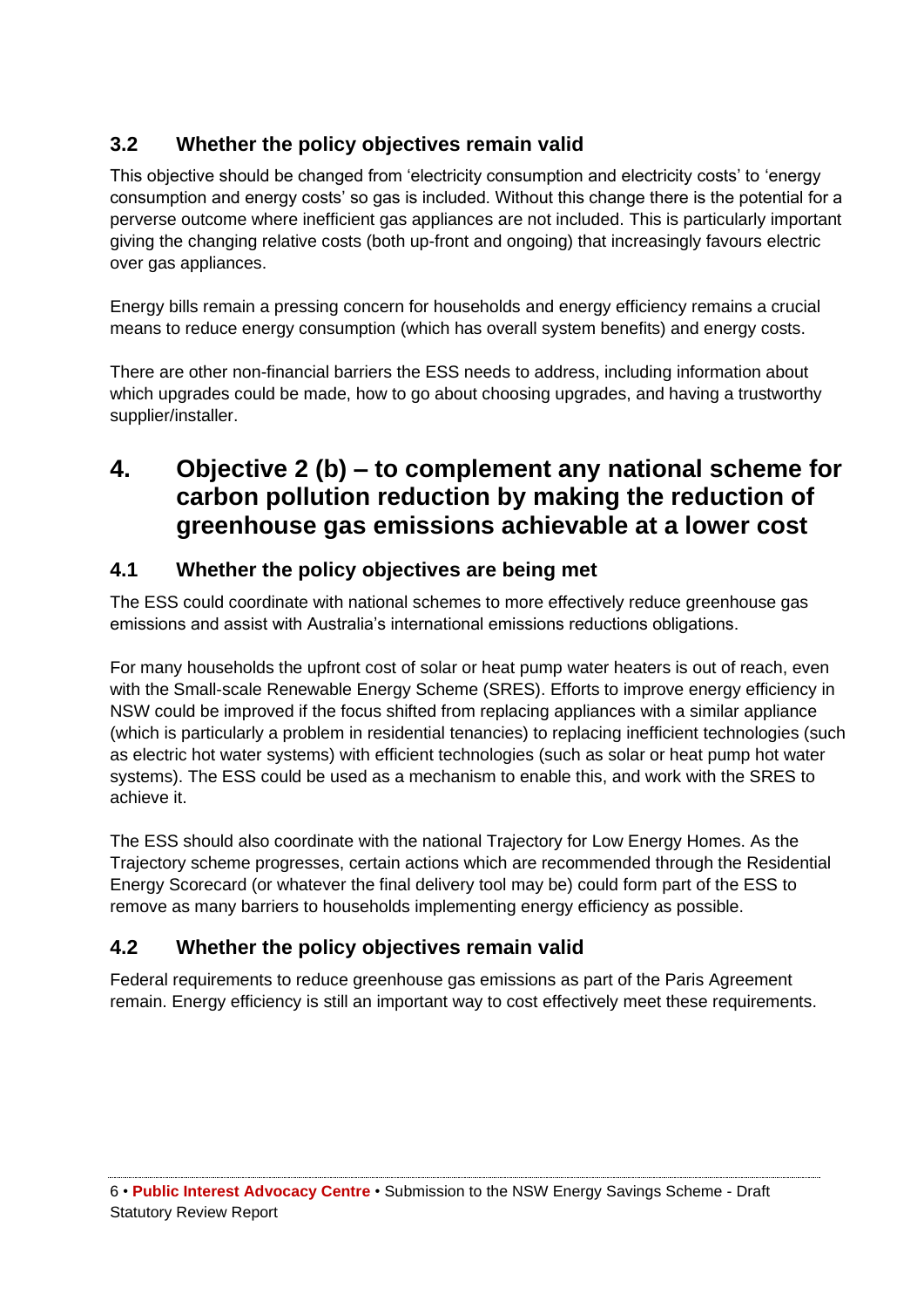### 3.2 Whether the policy objectives remain valid

This objective should be changed from 'electricity consumption and electricity costs' to 'energy consumption and energy costs' so gas is included. Without this change there is the potential for a perverse outcome where inefficient gas appliances are not included. This is particularly important giving the changing relative costs (both up-front and ongoing) that increasingly favours electric over gas appliances.

Energy bills remain a pressing concern for households and energy efficiency remains a crucial means to reduce energy consumption (which has overall system benefits) and energy costs.

There are other non-financial barriers the ESS needs to address, including information about which upgrades could be made, how to go about choosing upgrades, and having a trustworthy supplier/installer.

## 4. Objective 2 (b) – to complement any national scheme for carbon pollution reduction by making the reduction of greenhouse gas emissions achievable at a lower cost

### 4.1 Whether the policy objectives are being met

The ESS could coordinate with national schemes to more effectively reduce greenhouse gas emissions and assist with Australia's international emissions reductions obligations.

For many households the upfront cost of solar or heat pump water heaters is out of reach, even with the Small-scale Renewable Energy Scheme (SRES). Efforts to improve energy efficiency in NSW could be improved if the focus shifted from replacing appliances with a similar appliance (which is particularly a problem in residential tenancies) to replacing inefficient technologies (such as electric hot water systems) with efficient technologies (such as solar or heat pump hot water systems). The ESS could be used as a mechanism to enable this, and work with the SRES to achieve it.

The ESS should also coordinate with the national Trajectory for Low Energy Homes. As the Trajectory scheme progresses, certain actions which are recommended through the Residential Energy Scorecard (or whatever the final delivery tool may be) could form part of the ESS to remove as many barriers to households implementing energy efficiency as possible.

### 4.2 Whether the policy objectives remain valid

Federal requirements to reduce greenhouse gas emissions as part of the Paris Agreement remain. Energy efficiency is still an important way to cost effectively meet these requirements.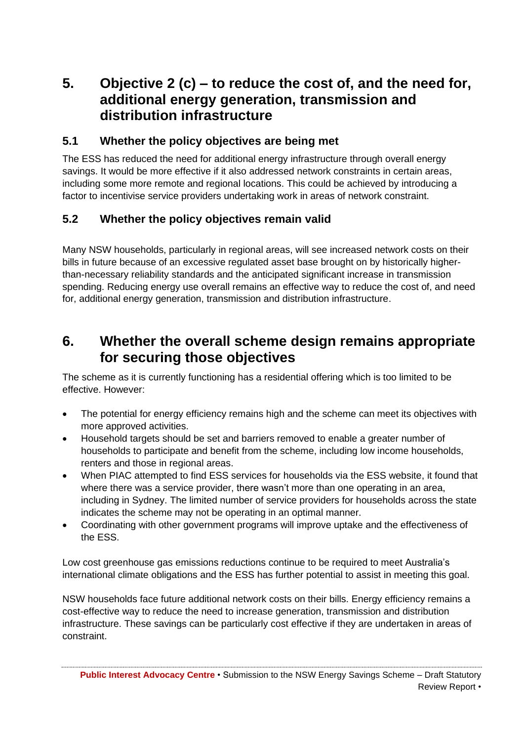## 5. Objective 2 (c) – to reduce the cost of, and the need for, additional energy generation, transmission and distribution infrastructure

### 5.1 Whether the policy objectives are being met

The ESS has reduced the need for additional energy infrastructure through overall energy savings. It would be more effective if it also addressed network constraints in certain areas, including some more remote and regional locations. This could be achieved by introducing a factor to incentivise service providers undertaking work in areas of network constraint.

### 5.2 Whether the policy objectives remain valid

Many NSW households, particularly in regional areas, will see increased network costs on their bills in future because of an excessive regulated asset base brought on by historically higher-than-necessary reliability standards and the anticipated significant increase in transmission spending. Reducing energy use overall remains an effective way to reduce the cost of, and need for, additional energy generation, transmission and distribution infrastructure.

## 6. Whether the overall scheme design remains appropriate for securing those objectives

The scheme as it is currently functioning has a residential offering which is too limited to be effective. However:

- The potential for energy efficiency remains high and the scheme can meet its objectives with more approved activities.
- Household targets should be set and barriers removed to enable a greater number of households to participate and benefit from the scheme, including low income households, renters and those in regional areas.
- When PIAC attempted to find ESS services for households via the ESS website, it found that where there was a service provider, there wasn't more than one operating in an area, including in Sydney. The limited number of service providers for households across the state indicates the scheme may not be operating in an optimal manner.
- Coordinating with other government programs will improve uptake and the effectiveness of the ESS.

Low cost greenhouse gas emissions reductions continue to be required to meet Australia's international climate obligations and the ESS has further potential to assist in meeting this goal.

NSW households face future additional network costs on their bills. Energy efficiency remains a cost-effective way to reduce the need to increase generation, transmission and distribution infrastructure. These savings can be particularly cost effective if they are undertaken in areas of constraint.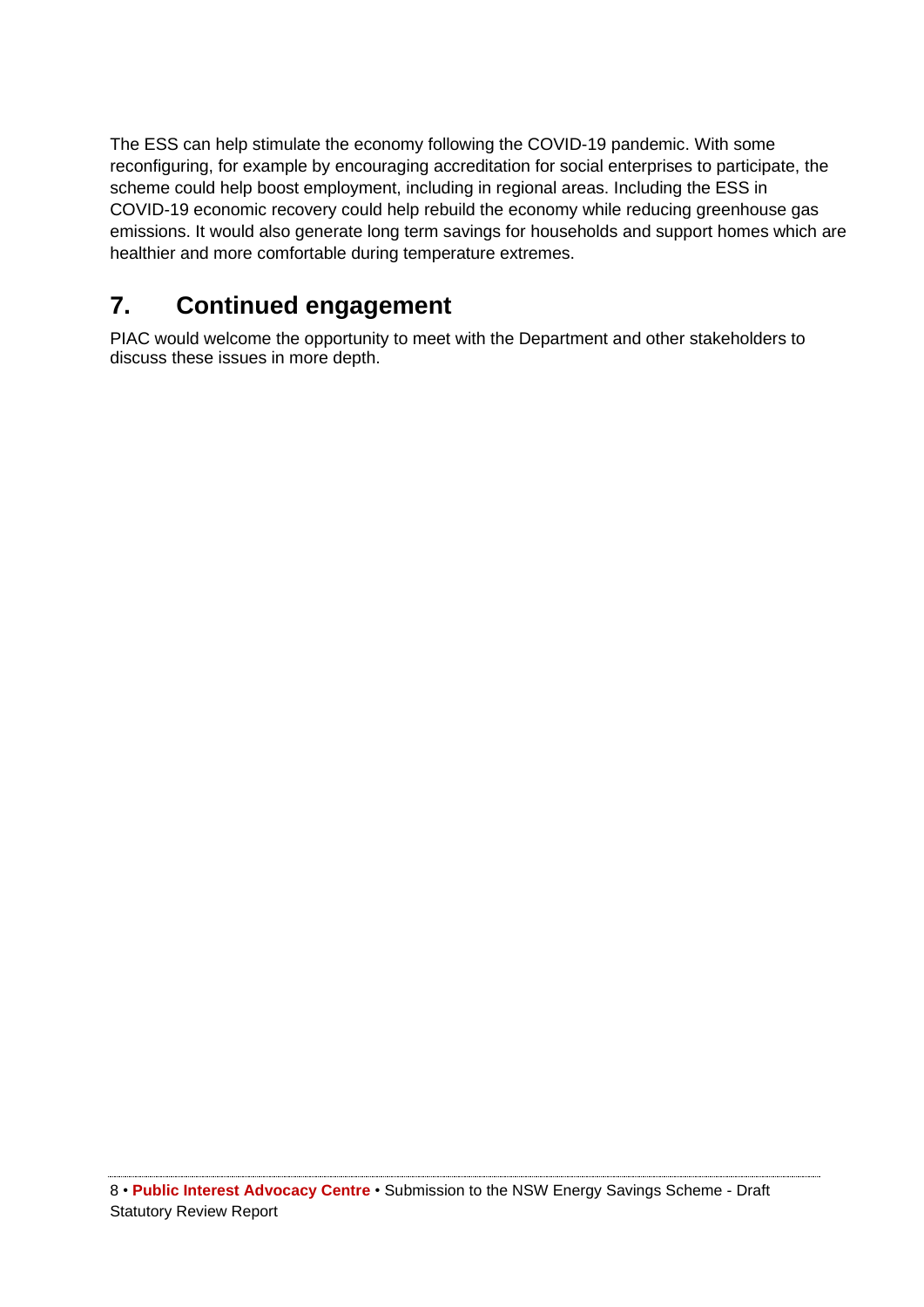The ESS can help stimulate the economy following the COVID-19 pandemic. With some reconfiguring, for example by encouraging accreditation for social enterprises to participate, the scheme could help boost employment, including in regional areas. Including the ESS in COVID-19 economic recovery could help rebuild the economy while reducing greenhouse gas emissions. It would also generate long term savings for households and support homes which are healthier and more comfortable during temperature extremes.

## 7. Continued engagement

PIAC would welcome the opportunity to meet with the Department and other stakeholders to discuss these issues in more depth.